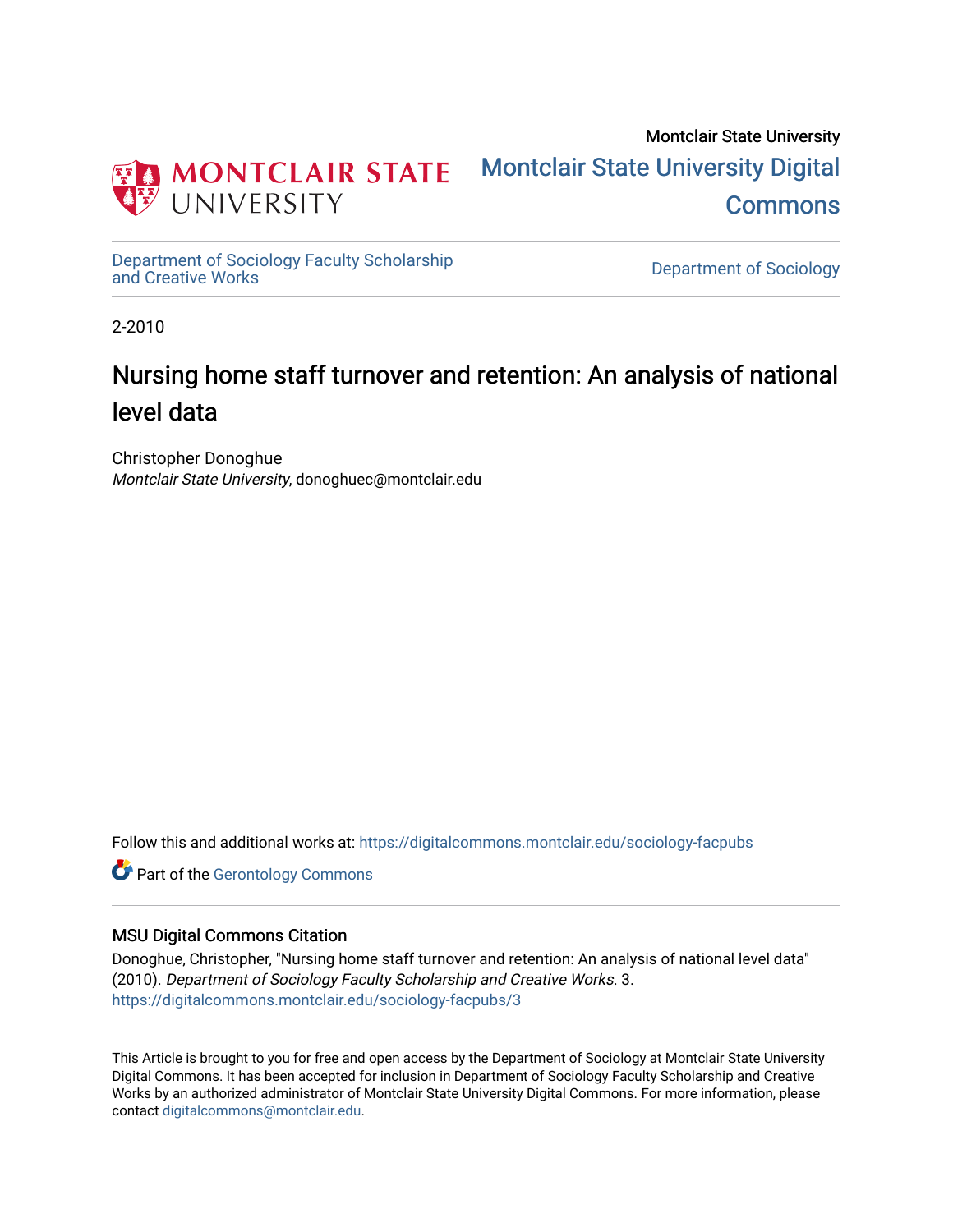Montclair State University

Montclair State University Digital Commons

Department of Sociology Faculty Scholarship and Creative Works

Department of Sociology

2-2010

# Nursing home staff turnover and retention: An analysis of national level data

Christopher Donoghue
*Montclair State University*, donoghuec@montclair.edu

Follow this and additional works at: https://digitalcommons.montclair.edu/sociology-facpubs

Part of the Gerontology Commons

## MSU Digital Commons Citation

Donoghue, Christopher, "Nursing home staff turnover and retention: An analysis of national level data" (2010). *Department of Sociology Faculty Scholarship and Creative Works*. 3.
https://digitalcommons.montclair.edu/sociology-facpubs/3

This Article is brought to you for free and open access by the Department of Sociology at Montclair State University Digital Commons. It has been accepted for inclusion in Department of Sociology Faculty Scholarship and Creative Works by an authorized administrator of Montclair State University Digital Commons. For more information, please contact digitalcommons@montclair.edu.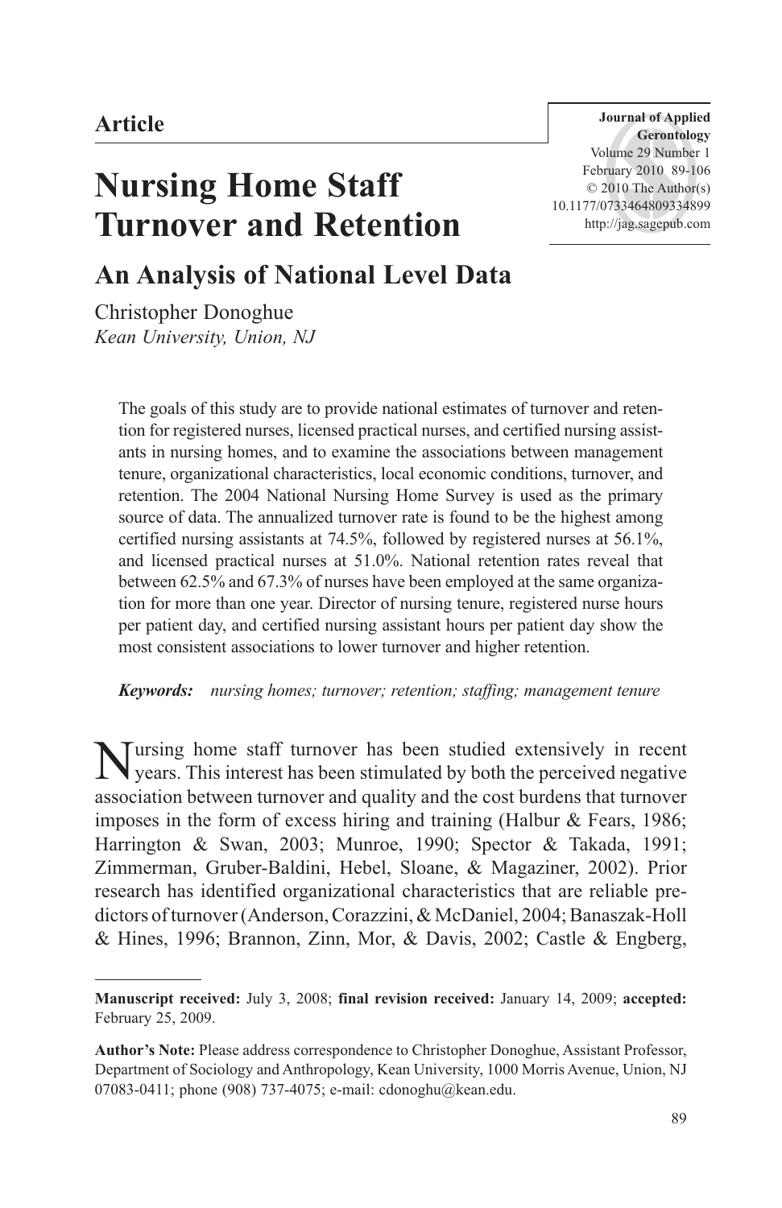Article

# Nursing Home Staff Turnover and Retention

## An Analysis of National Level Data

Christopher Donoghue
*Kean University, Union, NJ*

The goals of this study are to provide national estimates of turnover and retention for registered nurses, licensed practical nurses, and certified nursing assistants in nursing homes, and to examine the associations between management tenure, organizational characteristics, local economic conditions, turnover, and retention. The 2004 National Nursing Home Survey is used as the primary source of data. The annualized turnover rate is found to be the highest among certified nursing assistants at 74.5%, followed by registered nurses at 56.1%, and licensed practical nurses at 51.0%. National retention rates reveal that between 62.5% and 67.3% of nurses have been employed at the same organization for more than one year. Director of nursing tenure, registered nurse hours per patient day, and certified nursing assistant hours per patient day show the most consistent associations to lower turnover and higher retention.

***Keywords:*** *nursing homes; turnover; retention; staffing; management tenure*

Nursing home staff turnover has been studied extensively in recent years. This interest has been stimulated by both the perceived negative association between turnover and quality and the cost burdens that turnover imposes in the form of excess hiring and training (Halbur & Fears, 1986; Harrington & Swan, 2003; Munroe, 1990; Spector & Takada, 1991; Zimmerman, Gruber-Baldini, Hebel, Sloane, & Magaziner, 2002). Prior research has identified organizational characteristics that are reliable predictors of turnover (Anderson, Corazzini, & McDaniel, 2004; Banaszak-Holl & Hines, 1996; Brannon, Zinn, Mor, & Davis, 2002; Castle & Engberg,

**Manuscript received:** July 3, 2008; **final revision received:** January 14, 2009; **accepted:** February 25, 2009.

**Author's Note:** Please address correspondence to Christopher Donoghue, Assistant Professor, Department of Sociology and Anthropology, Kean University, 1000 Morris Avenue, Union, NJ 07083-0411; phone (908) 737-4075; e-mail: cdonoghu@kean.edu.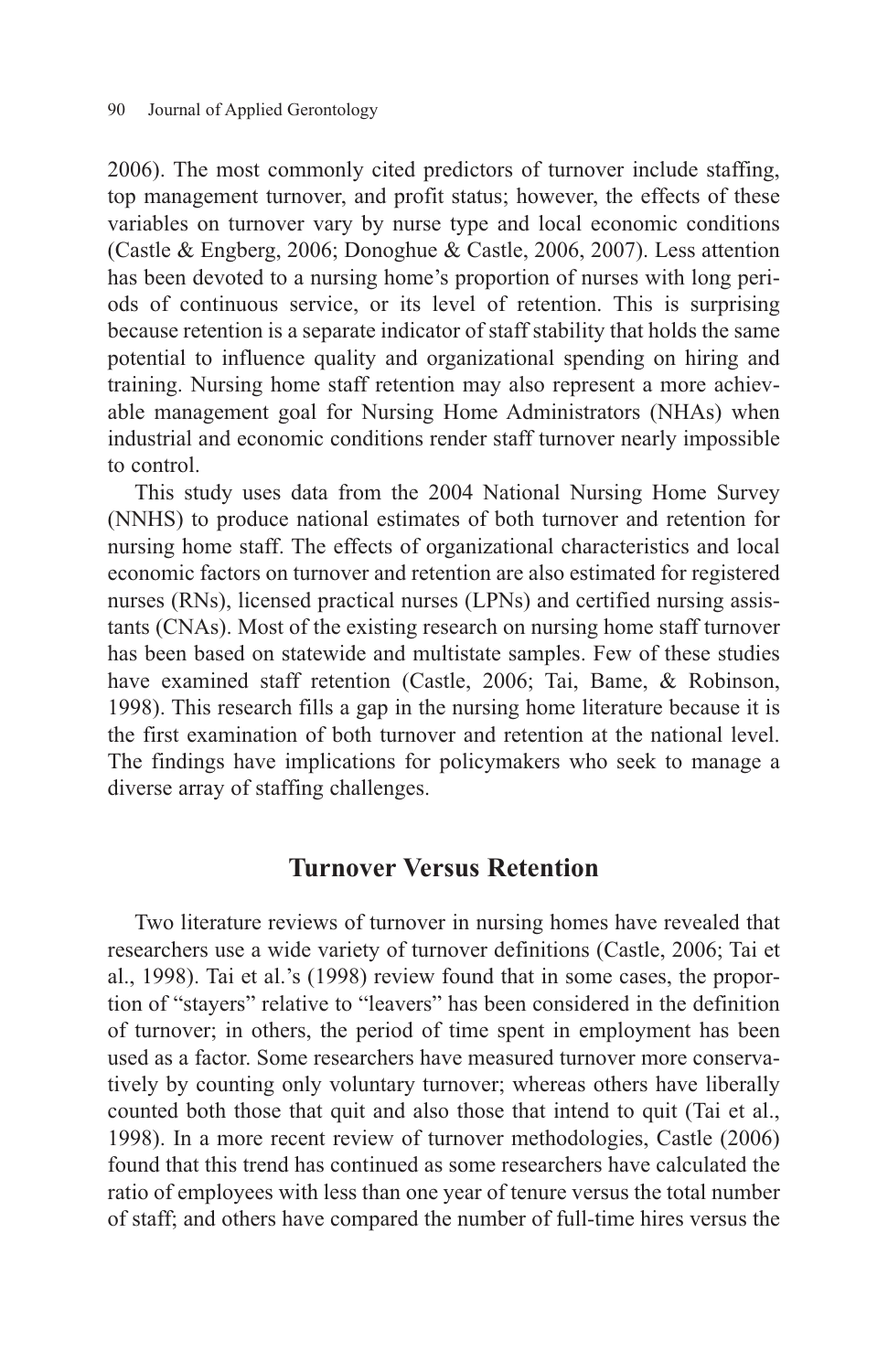2006). The most commonly cited predictors of turnover include staffing, top management turnover, and profit status; however, the effects of these variables on turnover vary by nurse type and local economic conditions (Castle & Engberg, 2006; Donoghue & Castle, 2006, 2007). Less attention has been devoted to a nursing home's proportion of nurses with long periods of continuous service, or its level of retention. This is surprising because retention is a separate indicator of staff stability that holds the same potential to influence quality and organizational spending on hiring and training. Nursing home staff retention may also represent a more achievable management goal for Nursing Home Administrators (NHAs) when industrial and economic conditions render staff turnover nearly impossible to control.

This study uses data from the 2004 National Nursing Home Survey (NNHS) to produce national estimates of both turnover and retention for nursing home staff. The effects of organizational characteristics and local economic factors on turnover and retention are also estimated for registered nurses (RNs), licensed practical nurses (LPNs) and certified nursing assistants (CNAs). Most of the existing research on nursing home staff turnover has been based on statewide and multistate samples. Few of these studies have examined staff retention (Castle, 2006; Tai, Bame, & Robinson, 1998). This research fills a gap in the nursing home literature because it is the first examination of both turnover and retention at the national level. The findings have implications for policymakers who seek to manage a diverse array of staffing challenges.

## Turnover Versus Retention

Two literature reviews of turnover in nursing homes have revealed that researchers use a wide variety of turnover definitions (Castle, 2006; Tai et al., 1998). Tai et al.'s (1998) review found that in some cases, the proportion of "stayers" relative to "leavers" has been considered in the definition of turnover; in others, the period of time spent in employment has been used as a factor. Some researchers have measured turnover more conservatively by counting only voluntary turnover; whereas others have liberally counted both those that quit and also those that intend to quit (Tai et al., 1998). In a more recent review of turnover methodologies, Castle (2006) found that this trend has continued as some researchers have calculated the ratio of employees with less than one year of tenure versus the total number of staff; and others have compared the number of full-time hires versus the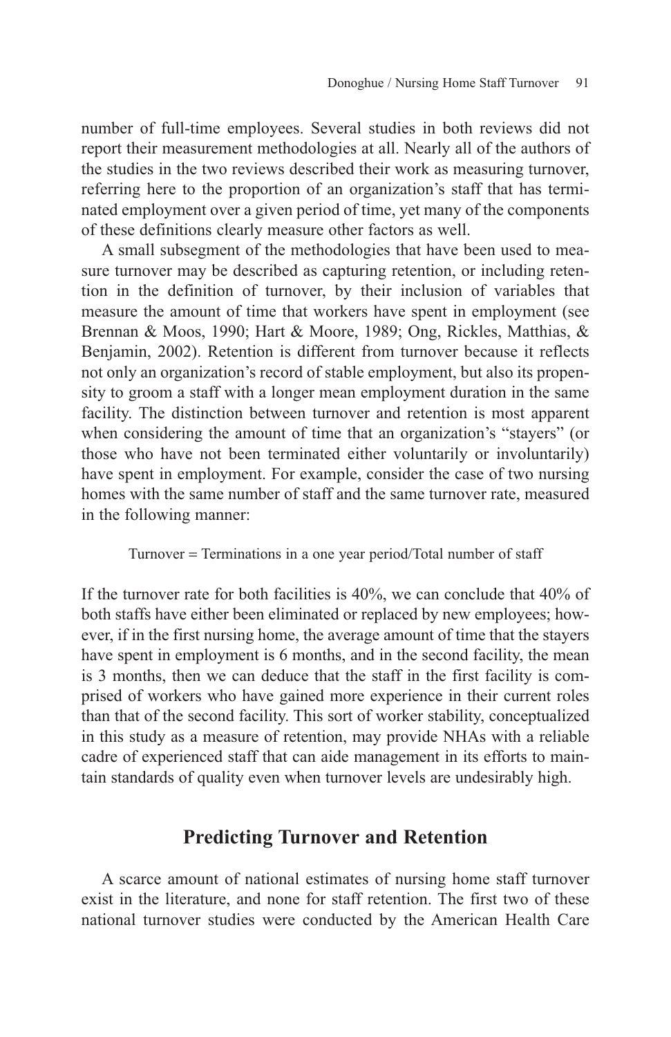number of full-time employees. Several studies in both reviews did not report their measurement methodologies at all. Nearly all of the authors of the studies in the two reviews described their work as measuring turnover, referring here to the proportion of an organization's staff that has terminated employment over a given period of time, yet many of the components of these definitions clearly measure other factors as well.

A small subsegment of the methodologies that have been used to measure turnover may be described as capturing retention, or including retention in the definition of turnover, by their inclusion of variables that measure the amount of time that workers have spent in employment (see Brennan & Moos, 1990; Hart & Moore, 1989; Ong, Rickles, Matthias, & Benjamin, 2002). Retention is different from turnover because it reflects not only an organization's record of stable employment, but also its propensity to groom a staff with a longer mean employment duration in the same facility. The distinction between turnover and retention is most apparent when considering the amount of time that an organization's "stayers" (or those who have not been terminated either voluntarily or involuntarily) have spent in employment. For example, consider the case of two nursing homes with the same number of staff and the same turnover rate, measured in the following manner:

Turnover = Terminations in a one year period/Total number of staff

If the turnover rate for both facilities is 40%, we can conclude that 40% of both staffs have either been eliminated or replaced by new employees; however, if in the first nursing home, the average amount of time that the stayers have spent in employment is 6 months, and in the second facility, the mean is 3 months, then we can deduce that the staff in the first facility is comprised of workers who have gained more experience in their current roles than that of the second facility. This sort of worker stability, conceptualized in this study as a measure of retention, may provide NHAs with a reliable cadre of experienced staff that can aide management in its efforts to maintain standards of quality even when turnover levels are undesirably high.

## Predicting Turnover and Retention

A scarce amount of national estimates of nursing home staff turnover exist in the literature, and none for staff retention. The first two of these national turnover studies were conducted by the American Health Care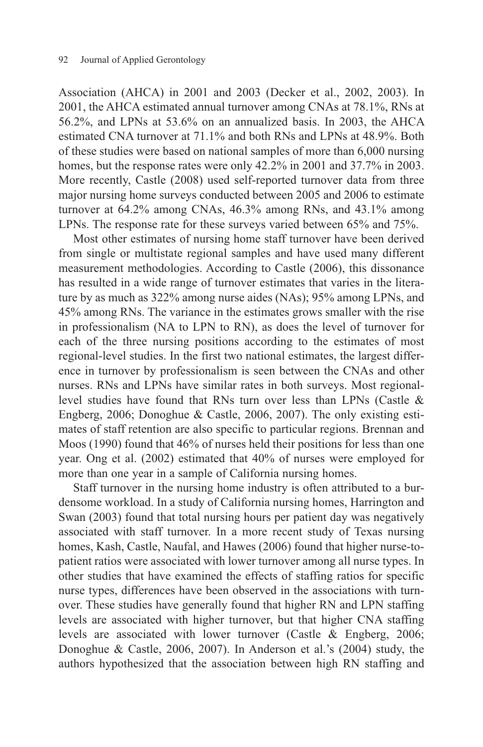Association (AHCA) in 2001 and 2003 (Decker et al., 2002, 2003). In 2001, the AHCA estimated annual turnover among CNAs at 78.1%, RNs at 56.2%, and LPNs at 53.6% on an annualized basis. In 2003, the AHCA estimated CNA turnover at 71.1% and both RNs and LPNs at 48.9%. Both of these studies were based on national samples of more than 6,000 nursing homes, but the response rates were only 42.2% in 2001 and 37.7% in 2003. More recently, Castle (2008) used self-reported turnover data from three major nursing home surveys conducted between 2005 and 2006 to estimate turnover at 64.2% among CNAs, 46.3% among RNs, and 43.1% among LPNs. The response rate for these surveys varied between 65% and 75%.

Most other estimates of nursing home staff turnover have been derived from single or multistate regional samples and have used many different measurement methodologies. According to Castle (2006), this dissonance has resulted in a wide range of turnover estimates that varies in the literature by as much as 322% among nurse aides (NAs); 95% among LPNs, and 45% among RNs. The variance in the estimates grows smaller with the rise in professionalism (NA to LPN to RN), as does the level of turnover for each of the three nursing positions according to the estimates of most regional-level studies. In the first two national estimates, the largest difference in turnover by professionalism is seen between the CNAs and other nurses. RNs and LPNs have similar rates in both surveys. Most regional-level studies have found that RNs turn over less than LPNs (Castle & Engberg, 2006; Donoghue & Castle, 2006, 2007). The only existing estimates of staff retention are also specific to particular regions. Brennan and Moos (1990) found that 46% of nurses held their positions for less than one year. Ong et al. (2002) estimated that 40% of nurses were employed for more than one year in a sample of California nursing homes.

Staff turnover in the nursing home industry is often attributed to a burdensome workload. In a study of California nursing homes, Harrington and Swan (2003) found that total nursing hours per patient day was negatively associated with staff turnover. In a more recent study of Texas nursing homes, Kash, Castle, Naufal, and Hawes (2006) found that higher nurse-to-patient ratios were associated with lower turnover among all nurse types. In other studies that have examined the effects of staffing ratios for specific nurse types, differences have been observed in the associations with turnover. These studies have generally found that higher RN and LPN staffing levels are associated with higher turnover, but that higher CNA staffing levels are associated with lower turnover (Castle & Engberg, 2006; Donoghue & Castle, 2006, 2007). In Anderson et al.'s (2004) study, the authors hypothesized that the association between high RN staffing and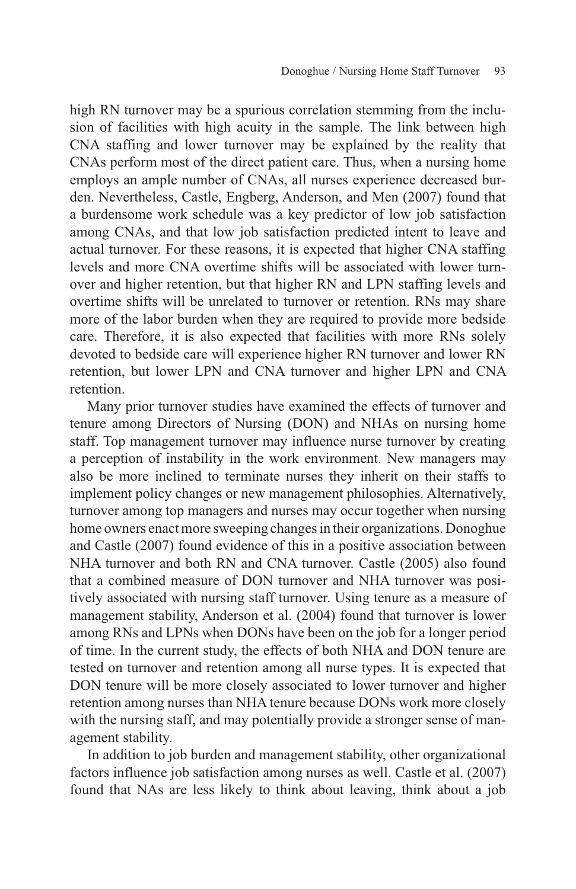high RN turnover may be a spurious correlation stemming from the inclusion of facilities with high acuity in the sample. The link between high CNA staffing and lower turnover may be explained by the reality that CNAs perform most of the direct patient care. Thus, when a nursing home employs an ample number of CNAs, all nurses experience decreased burden. Nevertheless, Castle, Engberg, Anderson, and Men (2007) found that a burdensome work schedule was a key predictor of low job satisfaction among CNAs, and that low job satisfaction predicted intent to leave and actual turnover. For these reasons, it is expected that higher CNA staffing levels and more CNA overtime shifts will be associated with lower turnover and higher retention, but that higher RN and LPN staffing levels and overtime shifts will be unrelated to turnover or retention. RNs may share more of the labor burden when they are required to provide more bedside care. Therefore, it is also expected that facilities with more RNs solely devoted to bedside care will experience higher RN turnover and lower RN retention, but lower LPN and CNA turnover and higher LPN and CNA retention.

Many prior turnover studies have examined the effects of turnover and tenure among Directors of Nursing (DON) and NHAs on nursing home staff. Top management turnover may influence nurse turnover by creating a perception of instability in the work environment. New managers may also be more inclined to terminate nurses they inherit on their staffs to implement policy changes or new management philosophies. Alternatively, turnover among top managers and nurses may occur together when nursing home owners enact more sweeping changes in their organizations. Donoghue and Castle (2007) found evidence of this in a positive association between NHA turnover and both RN and CNA turnover. Castle (2005) also found that a combined measure of DON turnover and NHA turnover was positively associated with nursing staff turnover. Using tenure as a measure of management stability, Anderson et al. (2004) found that turnover is lower among RNs and LPNs when DONs have been on the job for a longer period of time. In the current study, the effects of both NHA and DON tenure are tested on turnover and retention among all nurse types. It is expected that DON tenure will be more closely associated to lower turnover and higher retention among nurses than NHA tenure because DONs work more closely with the nursing staff, and may potentially provide a stronger sense of management stability.

In addition to job burden and management stability, other organizational factors influence job satisfaction among nurses as well. Castle et al. (2007) found that NAs are less likely to think about leaving, think about a job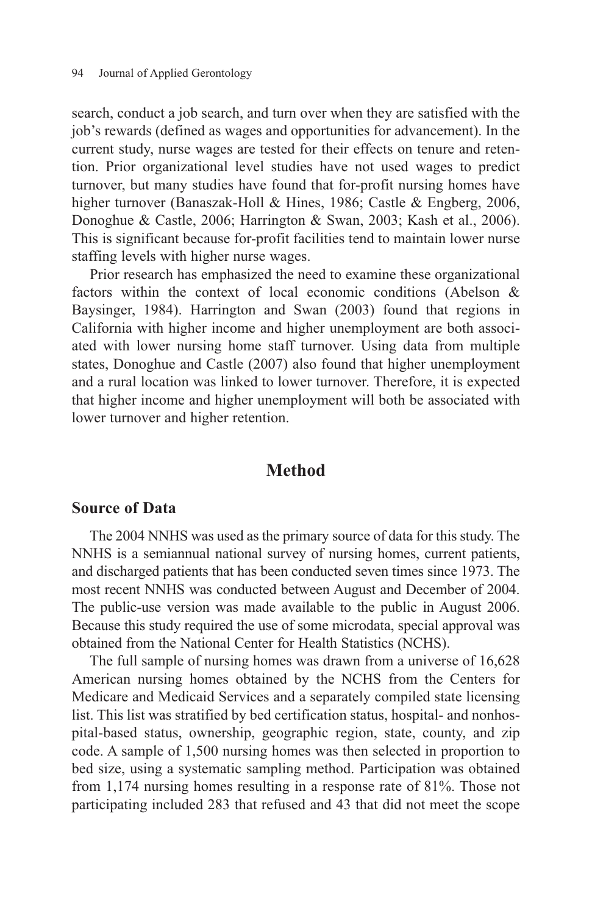search, conduct a job search, and turn over when they are satisfied with the job's rewards (defined as wages and opportunities for advancement). In the current study, nurse wages are tested for their effects on tenure and retention. Prior organizational level studies have not used wages to predict turnover, but many studies have found that for-profit nursing homes have higher turnover (Banaszak-Holl & Hines, 1986; Castle & Engberg, 2006, Donoghue & Castle, 2006; Harrington & Swan, 2003; Kash et al., 2006). This is significant because for-profit facilities tend to maintain lower nurse staffing levels with higher nurse wages.

Prior research has emphasized the need to examine these organizational factors within the context of local economic conditions (Abelson & Baysinger, 1984). Harrington and Swan (2003) found that regions in California with higher income and higher unemployment are both associated with lower nursing home staff turnover. Using data from multiple states, Donoghue and Castle (2007) also found that higher unemployment and a rural location was linked to lower turnover. Therefore, it is expected that higher income and higher unemployment will both be associated with lower turnover and higher retention.

## Method

### Source of Data

The 2004 NNHS was used as the primary source of data for this study. The NNHS is a semiannual national survey of nursing homes, current patients, and discharged patients that has been conducted seven times since 1973. The most recent NNHS was conducted between August and December of 2004. The public-use version was made available to the public in August 2006. Because this study required the use of some microdata, special approval was obtained from the National Center for Health Statistics (NCHS).

The full sample of nursing homes was drawn from a universe of 16,628 American nursing homes obtained by the NCHS from the Centers for Medicare and Medicaid Services and a separately compiled state licensing list. This list was stratified by bed certification status, hospital- and nonhospital-based status, ownership, geographic region, state, county, and zip code. A sample of 1,500 nursing homes was then selected in proportion to bed size, using a systematic sampling method. Participation was obtained from 1,174 nursing homes resulting in a response rate of 81%. Those not participating included 283 that refused and 43 that did not meet the scope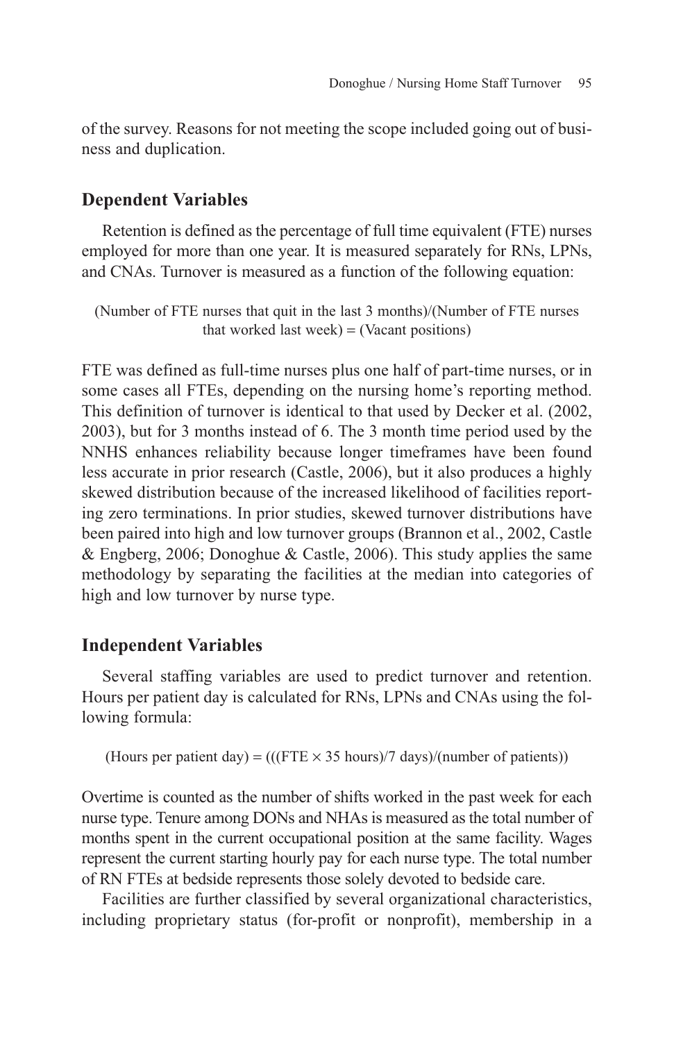of the survey. Reasons for not meeting the scope included going out of business and duplication.

## Dependent Variables

Retention is defined as the percentage of full time equivalent (FTE) nurses employed for more than one year. It is measured separately for RNs, LPNs, and CNAs. Turnover is measured as a function of the following equation:

$$\text{(Number of FTE nurses that quit in the last 3 months)/(Number of FTE nurses that worked last week)} = \text{(Vacant positions)}$$

FTE was defined as full-time nurses plus one half of part-time nurses, or in some cases all FTEs, depending on the nursing home's reporting method. This definition of turnover is identical to that used by Decker et al. (2002, 2003), but for 3 months instead of 6. The 3 month time period used by the NNHS enhances reliability because longer timeframes have been found less accurate in prior research (Castle, 2006), but it also produces a highly skewed distribution because of the increased likelihood of facilities reporting zero terminations. In prior studies, skewed turnover distributions have been paired into high and low turnover groups (Brannon et al., 2002, Castle & Engberg, 2006; Donoghue & Castle, 2006). This study applies the same methodology by separating the facilities at the median into categories of high and low turnover by nurse type.

## Independent Variables

Several staffing variables are used to predict turnover and retention. Hours per patient day is calculated for RNs, LPNs and CNAs using the following formula:

$$\text{(Hours per patient day)} = (((\text{FTE} \times 35 \text{ hours})/7 \text{ days})/(\text{number of patients}))$$

Overtime is counted as the number of shifts worked in the past week for each nurse type. Tenure among DONs and NHAs is measured as the total number of months spent in the current occupational position at the same facility. Wages represent the current starting hourly pay for each nurse type. The total number of RN FTEs at bedside represents those solely devoted to bedside care.

Facilities are further classified by several organizational characteristics, including proprietary status (for-profit or nonprofit), membership in a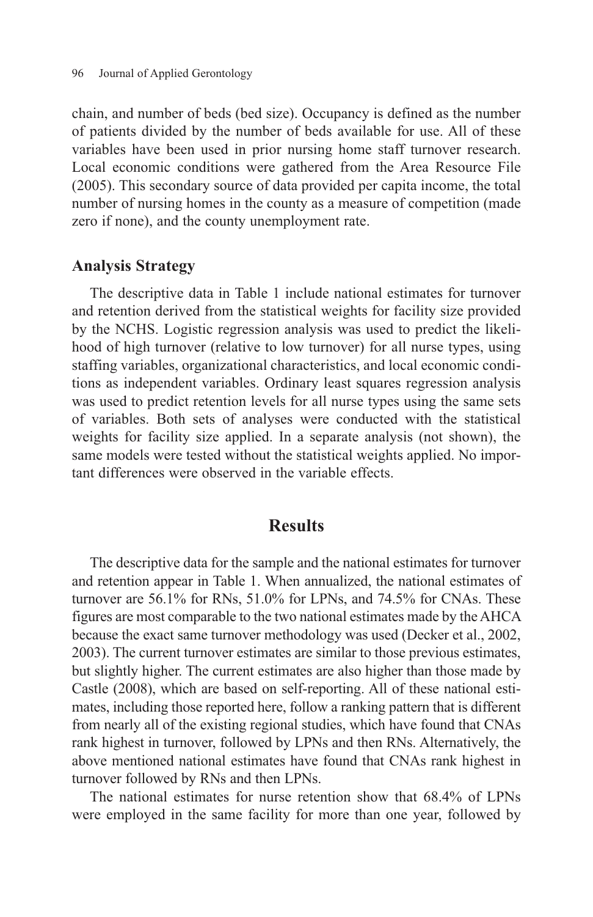chain, and number of beds (bed size). Occupancy is defined as the number of patients divided by the number of beds available for use. All of these variables have been used in prior nursing home staff turnover research. Local economic conditions were gathered from the Area Resource File (2005). This secondary source of data provided per capita income, the total number of nursing homes in the county as a measure of competition (made zero if none), and the county unemployment rate.

### Analysis Strategy

The descriptive data in Table 1 include national estimates for turnover and retention derived from the statistical weights for facility size provided by the NCHS. Logistic regression analysis was used to predict the likelihood of high turnover (relative to low turnover) for all nurse types, using staffing variables, organizational characteristics, and local economic conditions as independent variables. Ordinary least squares regression analysis was used to predict retention levels for all nurse types using the same sets of variables. Both sets of analyses were conducted with the statistical weights for facility size applied. In a separate analysis (not shown), the same models were tested without the statistical weights applied. No important differences were observed in the variable effects.

## Results

The descriptive data for the sample and the national estimates for turnover and retention appear in Table 1. When annualized, the national estimates of turnover are 56.1% for RNs, 51.0% for LPNs, and 74.5% for CNAs. These figures are most comparable to the two national estimates made by the AHCA because the exact same turnover methodology was used (Decker et al., 2002, 2003). The current turnover estimates are similar to those previous estimates, but slightly higher. The current estimates are also higher than those made by Castle (2008), which are based on self-reporting. All of these national estimates, including those reported here, follow a ranking pattern that is different from nearly all of the existing regional studies, which have found that CNAs rank highest in turnover, followed by LPNs and then RNs. Alternatively, the above mentioned national estimates have found that CNAs rank highest in turnover followed by RNs and then LPNs.

The national estimates for nurse retention show that 68.4% of LPNs were employed in the same facility for more than one year, followed by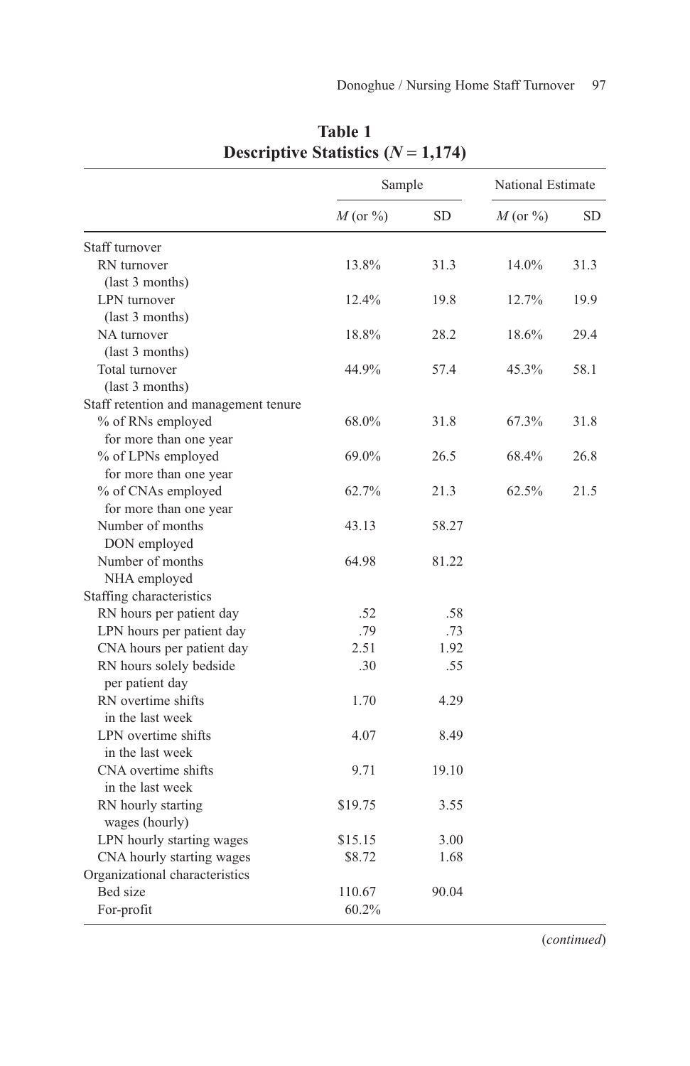**Table 1**
**Descriptive Statistics ($N$ = 1,174)**

| | Sample | | National Estimate | |
|---|---|---|---|---|
| | $M$ (or %) | SD | $M$ (or %) | SD |
| Staff turnover | | | | |
| RN turnover (last 3 months) | 13.8% | 31.3 | 14.0% | 31.3 |
| LPN turnover (last 3 months) | 12.4% | 19.8 | 12.7% | 19.9 |
| NA turnover (last 3 months) | 18.8% | 28.2 | 18.6% | 29.4 |
| Total turnover (last 3 months) | 44.9% | 57.4 | 45.3% | 58.1 |
| Staff retention and management tenure | | | | |
| % of RNs employed for more than one year | 68.0% | 31.8 | 67.3% | 31.8 |
| % of LPNs employed for more than one year | 69.0% | 26.5 | 68.4% | 26.8 |
| % of CNAs employed for more than one year | 62.7% | 21.3 | 62.5% | 21.5 |
| Number of months DON employed | 43.13 | 58.27 | | |
| Number of months NHA employed | 64.98 | 81.22 | | |
| Staffing characteristics | | | | |
| RN hours per patient day | .52 | .58 | | |
| LPN hours per patient day | .79 | .73 | | |
| CNA hours per patient day | 2.51 | 1.92 | | |
| RN hours solely bedside per patient day | .30 | .55 | | |
| RN overtime shifts in the last week | 1.70 | 4.29 | | |
| LPN overtime shifts in the last week | 4.07 | 8.49 | | |
| CNA overtime shifts in the last week | 9.71 | 19.10 | | |
| RN hourly starting wages (hourly) | $19.75 | 3.55 | | |
| LPN hourly starting wages | $15.15 | 3.00 | | |
| CNA hourly starting wages | $8.72 | 1.68 | | |
| Organizational characteristics | | | | |
| Bed size | 110.67 | 90.04 | | |
| For-profit | 60.2% | | | |

(*continued*)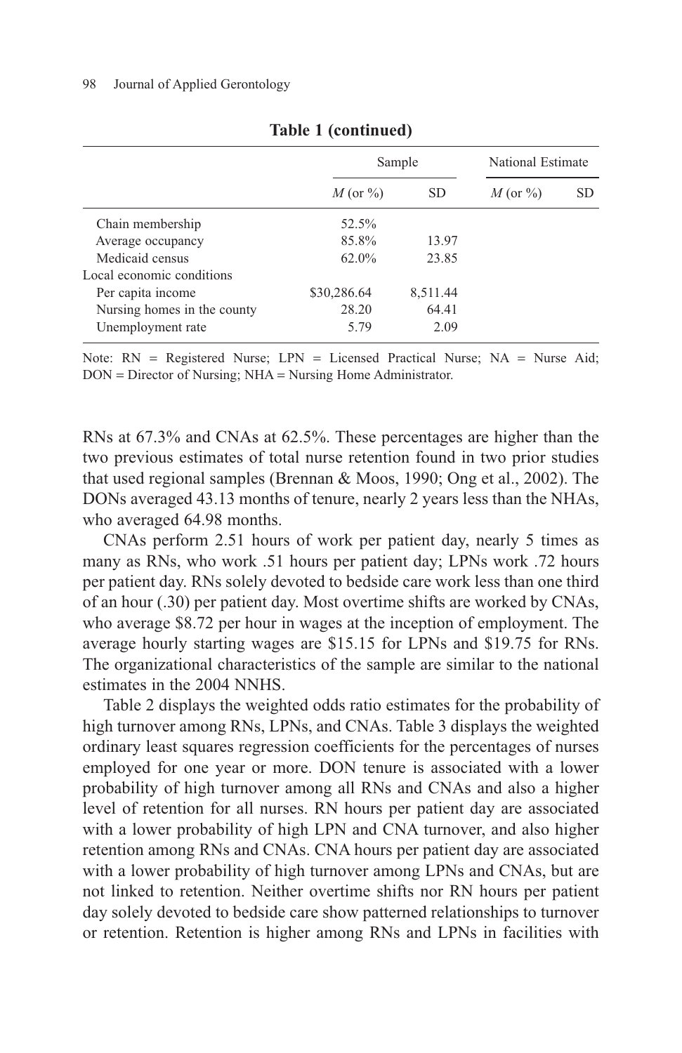**Table 1 (continued)**

| | Sample | | National Estimate | |
|---|---|---|---|---|
| | *M* (or %) | SD | *M* (or %) | SD |
| Chain membership | 52.5% | | | |
| Average occupancy | 85.8% | 13.97 | | |
| Medicaid census | 62.0% | 23.85 | | |
| Local economic conditions | | | | |
| Per capita income | $30,286.64 | 8,511.44 | | |
| Nursing homes in the county | 28.20 | 64.41 | | |
| Unemployment rate | 5.79 | 2.09 | | |

Note: RN = Registered Nurse; LPN = Licensed Practical Nurse; NA = Nurse Aid; DON = Director of Nursing; NHA = Nursing Home Administrator.

RNs at 67.3% and CNAs at 62.5%. These percentages are higher than the two previous estimates of total nurse retention found in two prior studies that used regional samples (Brennan & Moos, 1990; Ong et al., 2002). The DONs averaged 43.13 months of tenure, nearly 2 years less than the NHAs, who averaged 64.98 months.

CNAs perform 2.51 hours of work per patient day, nearly 5 times as many as RNs, who work .51 hours per patient day; LPNs work .72 hours per patient day. RNs solely devoted to bedside care work less than one third of an hour (.30) per patient day. Most overtime shifts are worked by CNAs, who average $8.72 per hour in wages at the inception of employment. The average hourly starting wages are $15.15 for LPNs and $19.75 for RNs. The organizational characteristics of the sample are similar to the national estimates in the 2004 NNHS.

Table 2 displays the weighted odds ratio estimates for the probability of high turnover among RNs, LPNs, and CNAs. Table 3 displays the weighted ordinary least squares regression coefficients for the percentages of nurses employed for one year or more. DON tenure is associated with a lower probability of high turnover among all RNs and CNAs and also a higher level of retention for all nurses. RN hours per patient day are associated with a lower probability of high LPN and CNA turnover, and also higher retention among RNs and CNAs. CNA hours per patient day are associated with a lower probability of high turnover among LPNs and CNAs, but are not linked to retention. Neither overtime shifts nor RN hours per patient day solely devoted to bedside care show patterned relationships to turnover or retention. Retention is higher among RNs and LPNs in facilities with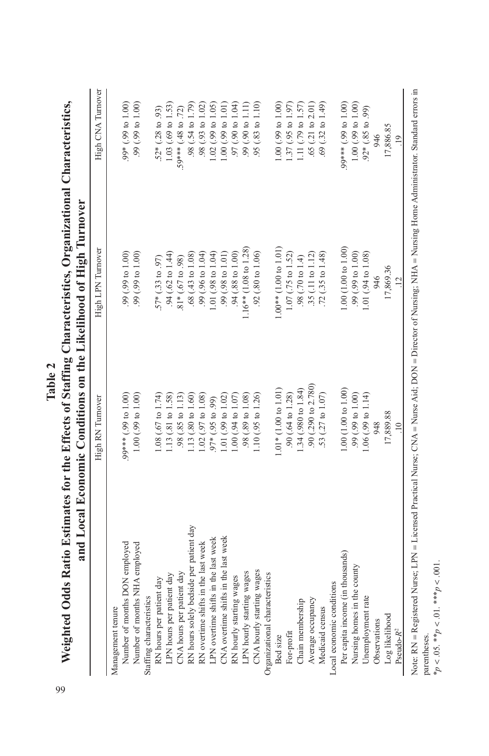**Table 2**
**Weighted Odds Ratio Estimates for the Effects of Staffing Characteristics, Organizational Characteristics, and Local Economic Conditions on the Likelihood of High Turnover**

| | High RN Turnover | High LPN Turnover | High CNA Turnover |
|---|---|---|---|
| Management tenure | | | |
| Number of months DON employed | .99*** (.99 to 1.00) | .99 (.99 to 1.00) | .99* (.99 to 1.00) |
| Number of months NHA employed | 1.00 (.99 to 1.00) | .99 (.99 to 1.00) | .99 (.99 to 1.00) |
| Staffing characteristics | | | |
| RN hours per patient day | 1.08 (.67 to 1.74) | .57* (.33 to .97) | .52* (.28 to .93) |
| LPN hours per patient day | 1.13 (.81 to 1.58) | .94 (.62 to 1.44) | 1.03 (.69 to 1.53) |
| CNA hours per patient day | .98 (.85 to 1.13) | .81* (.67 to .98) | .59*** (.48 to .72) |
| RN hours solely bedside per patient day | 1.13 (.80 to 1.60) | .68 (.43 to 1.08) | .98 (.54 to 1.79) |
| RN overtime shifts in the last week | 1.02 (.97 to 1.08) | .99 (.96 to 1.04) | .98 (.93 to 1.02) |
| LPN overtime shifts in the last week | .97* (.95 to .99) | 1.01 (.98 to 1.04) | 1.02 (.99 to 1.05) |
| CNA overtime shifts in the last week | 1.01 (.99 to 1.02) | .99 (.98 to 1.01) | 1.00 (.99 to 1.01) |
| RN hourly starting wages | 1.00 (.94 to 1.07) | .94 (.88 to 1.00) | .97 (.90 to 1.04) |
| LPN hourly starting wages | .98 (.89 to 1.08) | 1.16** (1.08 to 1.28) | .99 (.90 to 1.11) |
| CNA hourly starting wages | 1.10 (.95 to 1.26) | .92 (.80 to 1.06) | .95 (.83 to 1.10) |
| Organizational characteristics | | | |
| Bed size | 1.01* (1.00 to 1.01) | 1.00** (1.00 to 1.01) | 1.00 (.99 to 1.00) |
| For-profit | .90 (.64 to 1.28) | 1.07 (.75 to 1.52) | 1.37 (.95 to 1.97) |
| Chain membership | 1.34 (.980 to 1.84) | .98 (.70 to 1.4) | 1.11 (.79 to 1.57) |
| Average occupancy | .90 (.290 to 2.780) | .35 (.11 to 1.12) | .65 (.21 to 2.01) |
| Medicaid census | .53 (.27 to 1.07) | .72 (.35 to 1.48) | .69 (.32 to 1.49) |
| Local economic conditions | | | |
| Per capita income (in thousands) | 1.00 (1.00 to 1.00) | 1.00 (1.00 to 1.00) | .99*** (.99 to 1.00) |
| Nursing homes in the county | .99 (.99 to 1.00) | .99 (.99 to 1.00) | 1.00 (.99 to 1.00) |
| Unemployment rate | 1.06 (.99 to 1.14) | 1.01 (.94 to 1.08) | .92* (.85 to .99) |
| Observations | 948 | 946 | 946 |
| Log likelihood | 17,889.88 | 17,869.36 | 17,886.85 |
| Pseudo-$R^2$ | .10 | .12 | .19 |

Note: RN = Registered Nurse; LPN = Licensed Practical Nurse; CNA = Nurse Aid; DON = Director of Nursing; NHA = Nursing Home Administrator. Standard errors in parentheses.

$*p < .05$. $**p < .01$. $***p < .001$.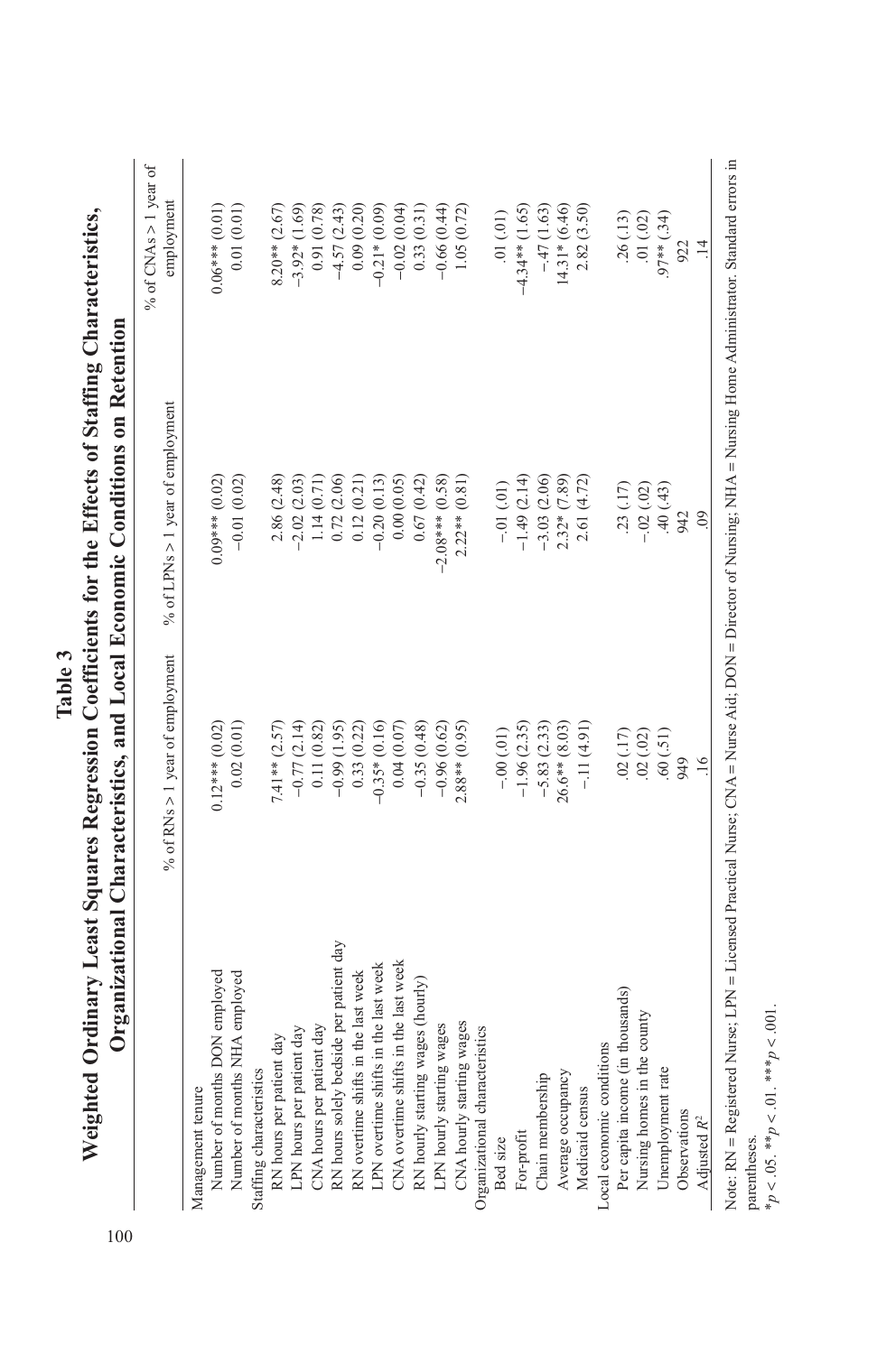**Table 3**
**Weighted Ordinary Least Squares Regression Coefficients for the Effects of Staffing Characteristics, Organizational Characteristics, and Local Economic Conditions on Retention**

| | % of RNs > 1 year of employment | % of LPNs > 1 year of employment | % of CNAs > 1 year of employment |
|---|---|---|---|
| Management tenure | | | |
| Number of months DON employed | 0.12*** (0.02) | 0.09*** (0.02) | 0.06*** (0.01) |
| Number of months NHA employed | 0.02 (0.01) | −0.01 (0.02) | 0.01 (0.01) |
| Staffing characteristics | | | |
| RN hours per patient day | 7.41** (2.57) | 2.86 (2.48) | 8.20** (2.67) |
| LPN hours per patient day | −0.77 (2.14) | −2.02 (2.03) | −3.92* (1.69) |
| CNA hours per patient day | 0.11 (0.82) | 1.14 (0.71) | 0.91 (0.78) |
| RN hours solely bedside per patient day | −0.99 (1.95) | 0.72 (2.06) | −4.57 (2.43) |
| RN overtime shifts in the last week | 0.33 (0.22) | 0.12 (0.21) | 0.09 (0.20) |
| LPN overtime shifts in the last week | −0.35* (0.16) | −0.20 (0.13) | −0.21* (0.09) |
| CNA overtime shifts in the last week | 0.04 (0.07) | 0.00 (0.05) | −0.02 (0.04) |
| RN hourly starting wages (hourly) | −0.35 (0.48) | 0.67 (0.42) | 0.33 (0.31) |
| LPN hourly starting wages | −0.96 (0.62) | −2.08*** (0.58) | −0.66 (0.44) |
| CNA hourly starting wages | 2.88** (0.95) | 2.22** (0.81) | 1.05 (0.72) |
| Organizational characteristics | | | |
| Bed size | −.00 (.01) | −.01 (.01) | .01 (.01) |
| For-profit | −1.96 (2.35) | −1.49 (2.14) | −4.34** (1.65) |
| Chain membership | −5.83 (2.33) | −3.03 (2.06) | −.47 (1.63) |
| Average occupancy | 26.6** (8.03) | 2.32* (7.89) | 14.31* (6.46) |
| Medicaid census | −.11 (4.91) | 2.61 (4.72) | 2.82 (3.50) |
| Local economic conditions | | | |
| Per capita income (in thousands) | .02 (.17) | .23 (.17) | .26 (.13) |
| Nursing homes in the county | .02 (.02) | −.02 (.02) | .01 (.02) |
| Unemployment rate | .60 (.51) | .40 (.43) | .97** (.34) |
| Observations | 949 | 942 | 922 |
| Adjusted $R^2$ | .16 | .09 | .14 |

Note: RN = Registered Nurse; LPN = Licensed Practical Nurse; CNA = Nurse Aid; DON = Director of Nursing; NHA = Nursing Home Administrator. Standard errors in parentheses.

*$p < .05$. **$p < .01$. ***$p < .001$.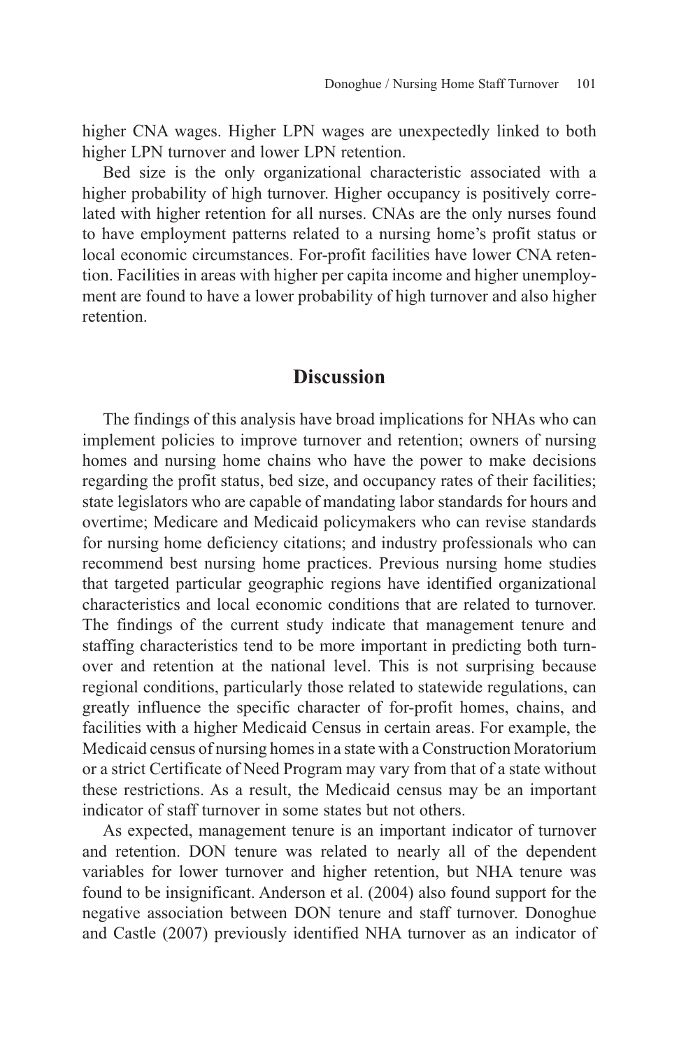higher CNA wages. Higher LPN wages are unexpectedly linked to both higher LPN turnover and lower LPN retention.

Bed size is the only organizational characteristic associated with a higher probability of high turnover. Higher occupancy is positively correlated with higher retention for all nurses. CNAs are the only nurses found to have employment patterns related to a nursing home's profit status or local economic circumstances. For-profit facilities have lower CNA retention. Facilities in areas with higher per capita income and higher unemployment are found to have a lower probability of high turnover and also higher retention.

## Discussion

The findings of this analysis have broad implications for NHAs who can implement policies to improve turnover and retention; owners of nursing homes and nursing home chains who have the power to make decisions regarding the profit status, bed size, and occupancy rates of their facilities; state legislators who are capable of mandating labor standards for hours and overtime; Medicare and Medicaid policymakers who can revise standards for nursing home deficiency citations; and industry professionals who can recommend best nursing home practices. Previous nursing home studies that targeted particular geographic regions have identified organizational characteristics and local economic conditions that are related to turnover. The findings of the current study indicate that management tenure and staffing characteristics tend to be more important in predicting both turnover and retention at the national level. This is not surprising because regional conditions, particularly those related to statewide regulations, can greatly influence the specific character of for-profit homes, chains, and facilities with a higher Medicaid Census in certain areas. For example, the Medicaid census of nursing homes in a state with a Construction Moratorium or a strict Certificate of Need Program may vary from that of a state without these restrictions. As a result, the Medicaid census may be an important indicator of staff turnover in some states but not others.

As expected, management tenure is an important indicator of turnover and retention. DON tenure was related to nearly all of the dependent variables for lower turnover and higher retention, but NHA tenure was found to be insignificant. Anderson et al. (2004) also found support for the negative association between DON tenure and staff turnover. Donoghue and Castle (2007) previously identified NHA turnover as an indicator of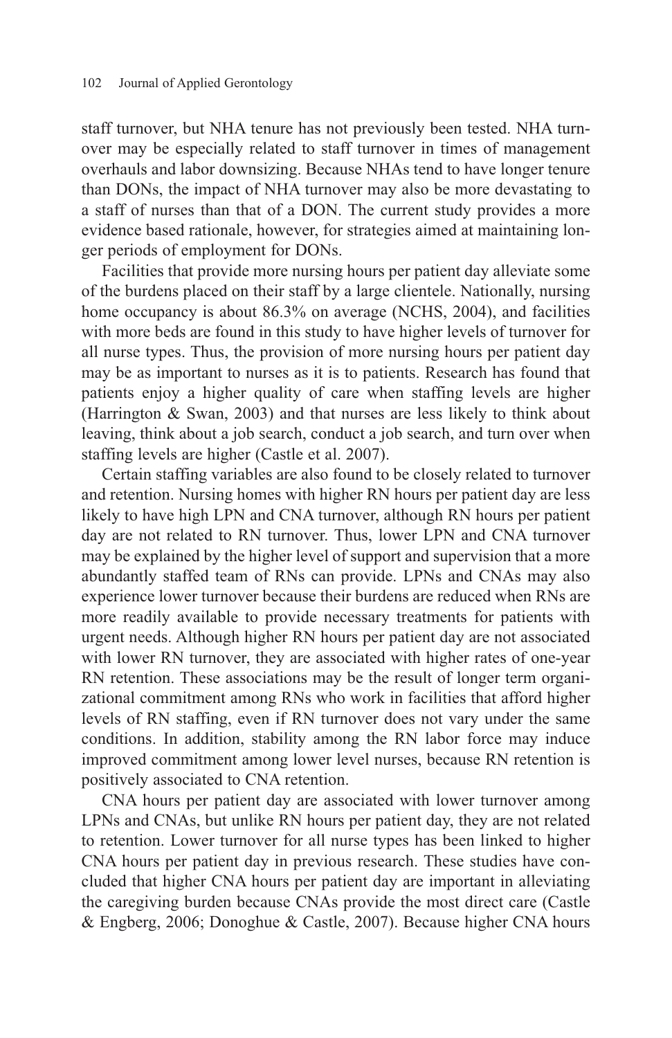staff turnover, but NHA tenure has not previously been tested. NHA turnover may be especially related to staff turnover in times of management overhauls and labor downsizing. Because NHAs tend to have longer tenure than DONs, the impact of NHA turnover may also be more devastating to a staff of nurses than that of a DON. The current study provides a more evidence based rationale, however, for strategies aimed at maintaining longer periods of employment for DONs.

Facilities that provide more nursing hours per patient day alleviate some of the burdens placed on their staff by a large clientele. Nationally, nursing home occupancy is about 86.3% on average (NCHS, 2004), and facilities with more beds are found in this study to have higher levels of turnover for all nurse types. Thus, the provision of more nursing hours per patient day may be as important to nurses as it is to patients. Research has found that patients enjoy a higher quality of care when staffing levels are higher (Harrington & Swan, 2003) and that nurses are less likely to think about leaving, think about a job search, conduct a job search, and turn over when staffing levels are higher (Castle et al. 2007).

Certain staffing variables are also found to be closely related to turnover and retention. Nursing homes with higher RN hours per patient day are less likely to have high LPN and CNA turnover, although RN hours per patient day are not related to RN turnover. Thus, lower LPN and CNA turnover may be explained by the higher level of support and supervision that a more abundantly staffed team of RNs can provide. LPNs and CNAs may also experience lower turnover because their burdens are reduced when RNs are more readily available to provide necessary treatments for patients with urgent needs. Although higher RN hours per patient day are not associated with lower RN turnover, they are associated with higher rates of one-year RN retention. These associations may be the result of longer term organizational commitment among RNs who work in facilities that afford higher levels of RN staffing, even if RN turnover does not vary under the same conditions. In addition, stability among the RN labor force may induce improved commitment among lower level nurses, because RN retention is positively associated to CNA retention.

CNA hours per patient day are associated with lower turnover among LPNs and CNAs, but unlike RN hours per patient day, they are not related to retention. Lower turnover for all nurse types has been linked to higher CNA hours per patient day in previous research. These studies have concluded that higher CNA hours per patient day are important in alleviating the caregiving burden because CNAs provide the most direct care (Castle & Engberg, 2006; Donoghue & Castle, 2007). Because higher CNA hours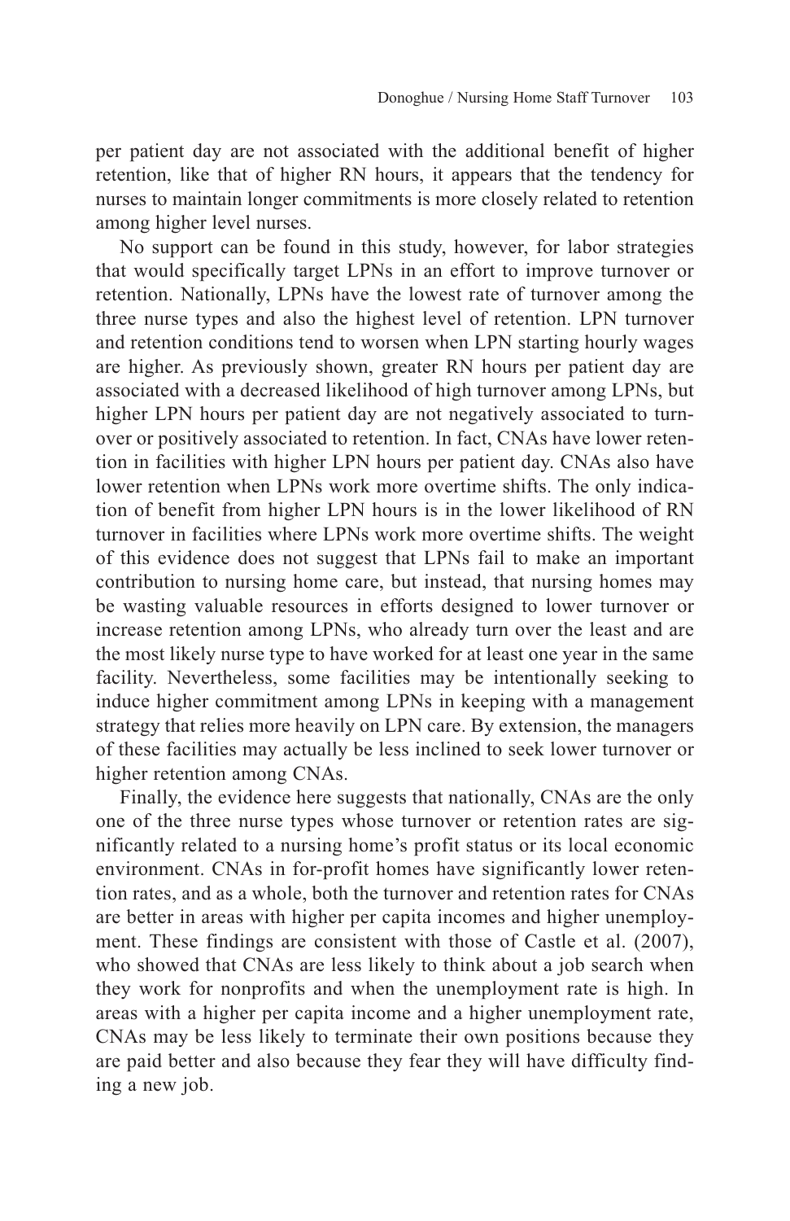per patient day are not associated with the additional benefit of higher retention, like that of higher RN hours, it appears that the tendency for nurses to maintain longer commitments is more closely related to retention among higher level nurses.

No support can be found in this study, however, for labor strategies that would specifically target LPNs in an effort to improve turnover or retention. Nationally, LPNs have the lowest rate of turnover among the three nurse types and also the highest level of retention. LPN turnover and retention conditions tend to worsen when LPN starting hourly wages are higher. As previously shown, greater RN hours per patient day are associated with a decreased likelihood of high turnover among LPNs, but higher LPN hours per patient day are not negatively associated to turnover or positively associated to retention. In fact, CNAs have lower retention in facilities with higher LPN hours per patient day. CNAs also have lower retention when LPNs work more overtime shifts. The only indication of benefit from higher LPN hours is in the lower likelihood of RN turnover in facilities where LPNs work more overtime shifts. The weight of this evidence does not suggest that LPNs fail to make an important contribution to nursing home care, but instead, that nursing homes may be wasting valuable resources in efforts designed to lower turnover or increase retention among LPNs, who already turn over the least and are the most likely nurse type to have worked for at least one year in the same facility. Nevertheless, some facilities may be intentionally seeking to induce higher commitment among LPNs in keeping with a management strategy that relies more heavily on LPN care. By extension, the managers of these facilities may actually be less inclined to seek lower turnover or higher retention among CNAs.

Finally, the evidence here suggests that nationally, CNAs are the only one of the three nurse types whose turnover or retention rates are significantly related to a nursing home's profit status or its local economic environment. CNAs in for-profit homes have significantly lower retention rates, and as a whole, both the turnover and retention rates for CNAs are better in areas with higher per capita incomes and higher unemployment. These findings are consistent with those of Castle et al. (2007), who showed that CNAs are less likely to think about a job search when they work for nonprofits and when the unemployment rate is high. In areas with a higher per capita income and a higher unemployment rate, CNAs may be less likely to terminate their own positions because they are paid better and also because they fear they will have difficulty finding a new job.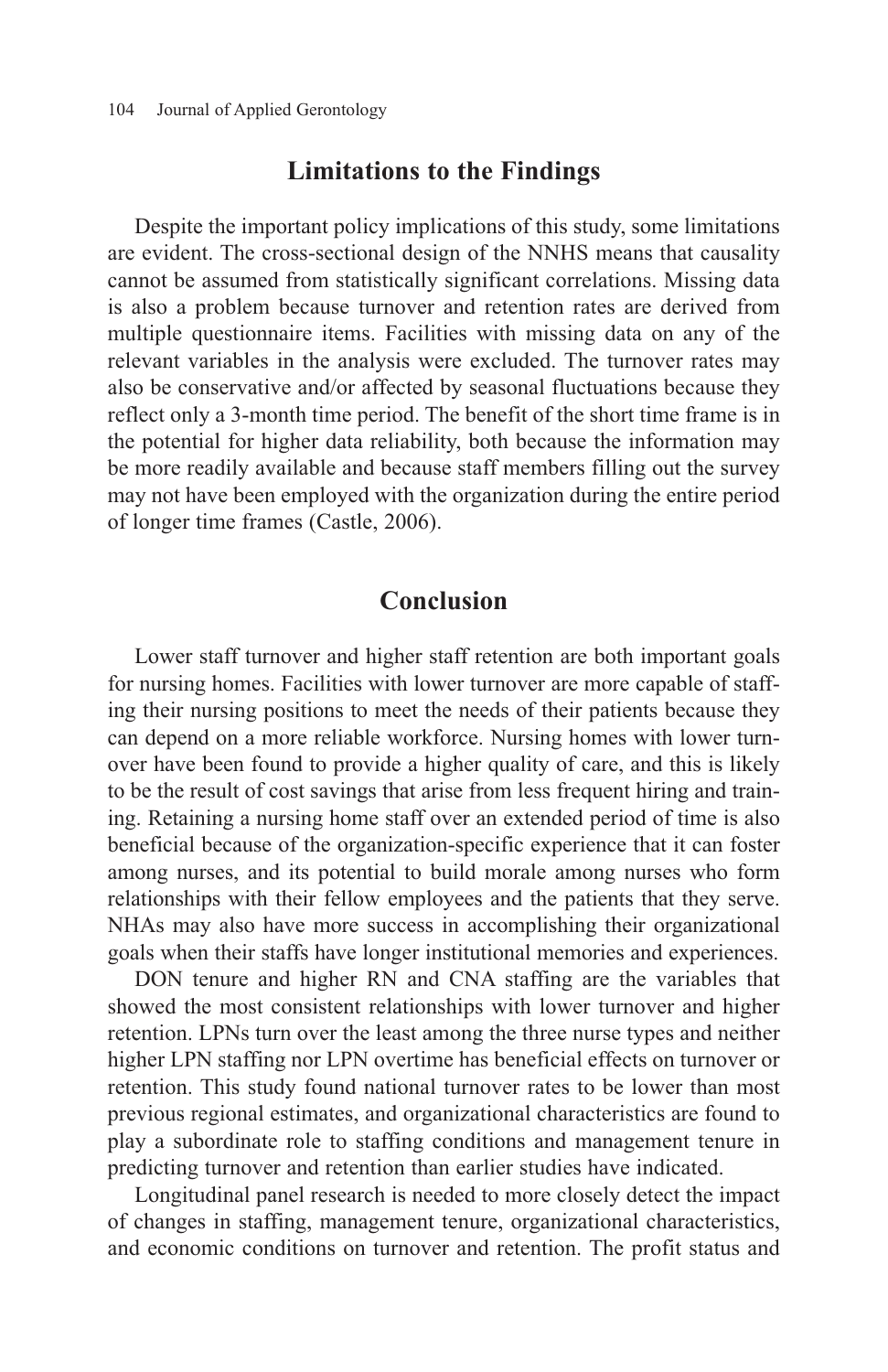## Limitations to the Findings

Despite the important policy implications of this study, some limitations are evident. The cross-sectional design of the NNHS means that causality cannot be assumed from statistically significant correlations. Missing data is also a problem because turnover and retention rates are derived from multiple questionnaire items. Facilities with missing data on any of the relevant variables in the analysis were excluded. The turnover rates may also be conservative and/or affected by seasonal fluctuations because they reflect only a 3-month time period. The benefit of the short time frame is in the potential for higher data reliability, both because the information may be more readily available and because staff members filling out the survey may not have been employed with the organization during the entire period of longer time frames (Castle, 2006).

## Conclusion

Lower staff turnover and higher staff retention are both important goals for nursing homes. Facilities with lower turnover are more capable of staffing their nursing positions to meet the needs of their patients because they can depend on a more reliable workforce. Nursing homes with lower turnover have been found to provide a higher quality of care, and this is likely to be the result of cost savings that arise from less frequent hiring and training. Retaining a nursing home staff over an extended period of time is also beneficial because of the organization-specific experience that it can foster among nurses, and its potential to build morale among nurses who form relationships with their fellow employees and the patients that they serve. NHAs may also have more success in accomplishing their organizational goals when their staffs have longer institutional memories and experiences.

DON tenure and higher RN and CNA staffing are the variables that showed the most consistent relationships with lower turnover and higher retention. LPNs turn over the least among the three nurse types and neither higher LPN staffing nor LPN overtime has beneficial effects on turnover or retention. This study found national turnover rates to be lower than most previous regional estimates, and organizational characteristics are found to play a subordinate role to staffing conditions and management tenure in predicting turnover and retention than earlier studies have indicated.

Longitudinal panel research is needed to more closely detect the impact of changes in staffing, management tenure, organizational characteristics, and economic conditions on turnover and retention. The profit status and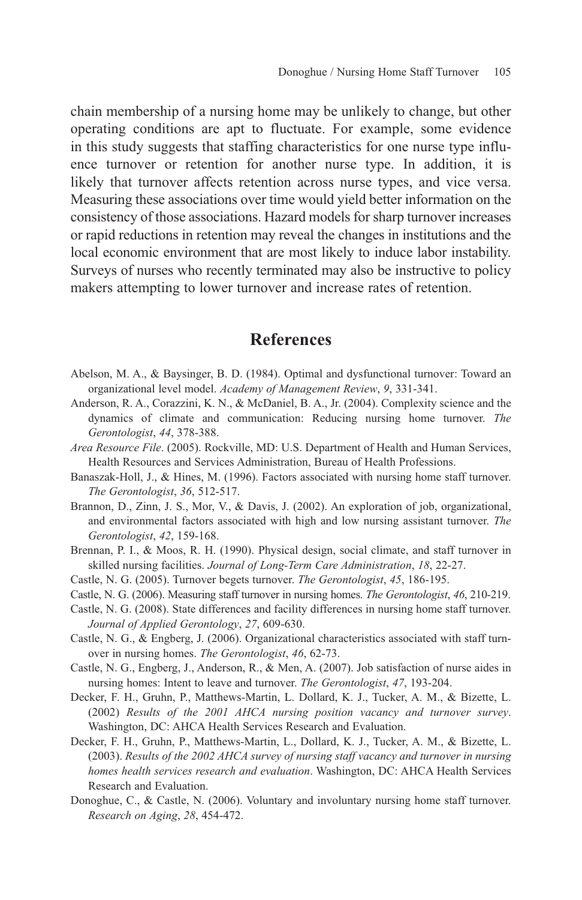chain membership of a nursing home may be unlikely to change, but other operating conditions are apt to fluctuate. For example, some evidence in this study suggests that staffing characteristics for one nurse type influence turnover or retention for another nurse type. In addition, it is likely that turnover affects retention across nurse types, and vice versa. Measuring these associations over time would yield better information on the consistency of those associations. Hazard models for sharp turnover increases or rapid reductions in retention may reveal the changes in institutions and the local economic environment that are most likely to induce labor instability. Surveys of nurses who recently terminated may also be instructive to policy makers attempting to lower turnover and increase rates of retention.

## References

Abelson, M. A., & Baysinger, B. D. (1984). Optimal and dysfunctional turnover: Toward an organizational level model. *Academy of Management Review*, *9*, 331-341.

Anderson, R. A., Corazzini, K. N., & McDaniel, B. A., Jr. (2004). Complexity science and the dynamics of climate and communication: Reducing nursing home turnover. *The Gerontologist*, *44*, 378-388.

*Area Resource File*. (2005). Rockville, MD: U.S. Department of Health and Human Services, Health Resources and Services Administration, Bureau of Health Professions.

Banaszak-Holl, J., & Hines, M. (1996). Factors associated with nursing home staff turnover. *The Gerontologist*, *36*, 512-517.

Brannon, D., Zinn, J. S., Mor, V., & Davis, J. (2002). An exploration of job, organizational, and environmental factors associated with high and low nursing assistant turnover. *The Gerontologist*, *42*, 159-168.

Brennan, P. I., & Moos, R. H. (1990). Physical design, social climate, and staff turnover in skilled nursing facilities. *Journal of Long-Term Care Administration*, *18*, 22-27.

Castle, N. G. (2005). Turnover begets turnover. *The Gerontologist*, *45*, 186-195.

Castle, N. G. (2006). Measuring staff turnover in nursing homes. *The Gerontologist*, *46*, 210-219.

Castle, N. G. (2008). State differences and facility differences in nursing home staff turnover. *Journal of Applied Gerontology*, *27*, 609-630.

Castle, N. G., & Engberg, J. (2006). Organizational characteristics associated with staff turnover in nursing homes. *The Gerontologist*, *46*, 62-73.

Castle, N. G., Engberg, J., Anderson, R., & Men, A. (2007). Job satisfaction of nurse aides in nursing homes: Intent to leave and turnover. *The Gerontologist*, *47*, 193-204.

Decker, F. H., Gruhn, P., Matthews-Martin, L. Dollard, K. J., Tucker, A. M., & Bizette, L. (2002) *Results of the 2001 AHCA nursing position vacancy and turnover survey*. Washington, DC: AHCA Health Services Research and Evaluation.

Decker, F. H., Gruhn, P., Matthews-Martin, L., Dollard, K. J., Tucker, A. M., & Bizette, L. (2003). *Results of the 2002 AHCA survey of nursing staff vacancy and turnover in nursing homes health services research and evaluation*. Washington, DC: AHCA Health Services Research and Evaluation.

Donoghue, C., & Castle, N. (2006). Voluntary and involuntary nursing home staff turnover. *Research on Aging*, *28*, 454-472.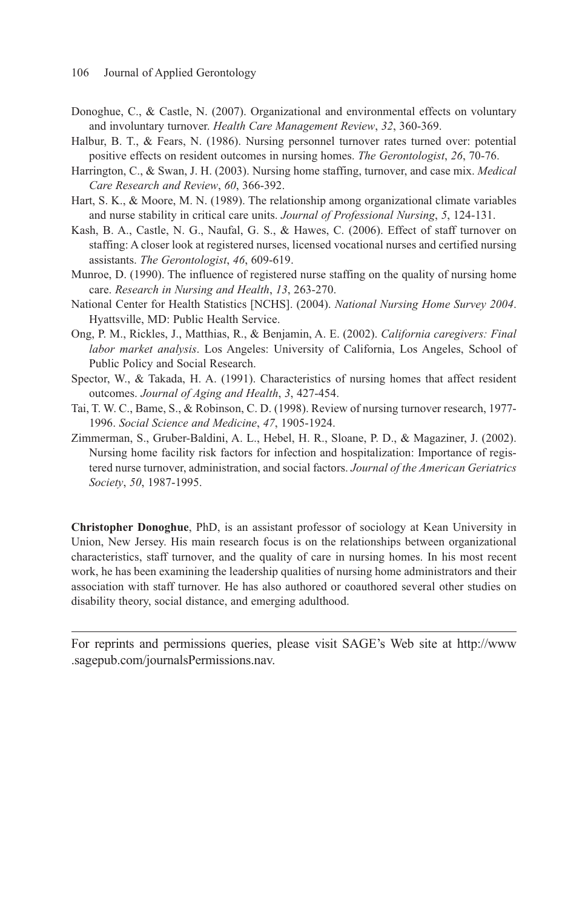Donoghue, C., & Castle, N. (2007). Organizational and environmental effects on voluntary and involuntary turnover. *Health Care Management Review*, *32*, 360-369.

Halbur, B. T., & Fears, N. (1986). Nursing personnel turnover rates turned over: potential positive effects on resident outcomes in nursing homes. *The Gerontologist*, *26*, 70-76.

Harrington, C., & Swan, J. H. (2003). Nursing home staffing, turnover, and case mix. *Medical Care Research and Review*, *60*, 366-392.

Hart, S. K., & Moore, M. N. (1989). The relationship among organizational climate variables and nurse stability in critical care units. *Journal of Professional Nursing*, *5*, 124-131.

Kash, B. A., Castle, N. G., Naufal, G. S., & Hawes, C. (2006). Effect of staff turnover on staffing: A closer look at registered nurses, licensed vocational nurses and certified nursing assistants. *The Gerontologist*, *46*, 609-619.

Munroe, D. (1990). The influence of registered nurse staffing on the quality of nursing home care. *Research in Nursing and Health*, *13*, 263-270.

National Center for Health Statistics [NCHS]. (2004). *National Nursing Home Survey 2004*. Hyattsville, MD: Public Health Service.

Ong, P. M., Rickles, J., Matthias, R., & Benjamin, A. E. (2002). *California caregivers: Final labor market analysis*. Los Angeles: University of California, Los Angeles, School of Public Policy and Social Research.

Spector, W., & Takada, H. A. (1991). Characteristics of nursing homes that affect resident outcomes. *Journal of Aging and Health*, *3*, 427-454.

Tai, T. W. C., Bame, S., & Robinson, C. D. (1998). Review of nursing turnover research, 1977-1996. *Social Science and Medicine*, *47*, 1905-1924.

Zimmerman, S., Gruber-Baldini, A. L., Hebel, H. R., Sloane, P. D., & Magaziner, J. (2002). Nursing home facility risk factors for infection and hospitalization: Importance of registered nurse turnover, administration, and social factors. *Journal of the American Geriatrics Society*, *50*, 1987-1995.

**Christopher Donoghue**, PhD, is an assistant professor of sociology at Kean University in Union, New Jersey. His main research focus is on the relationships between organizational characteristics, staff turnover, and the quality of care in nursing homes. In his most recent work, he has been examining the leadership qualities of nursing home administrators and their association with staff turnover. He has also authored or coauthored several other studies on disability theory, social distance, and emerging adulthood.

---

For reprints and permissions queries, please visit SAGE's Web site at http://www.sagepub.com/journalsPermissions.nav.